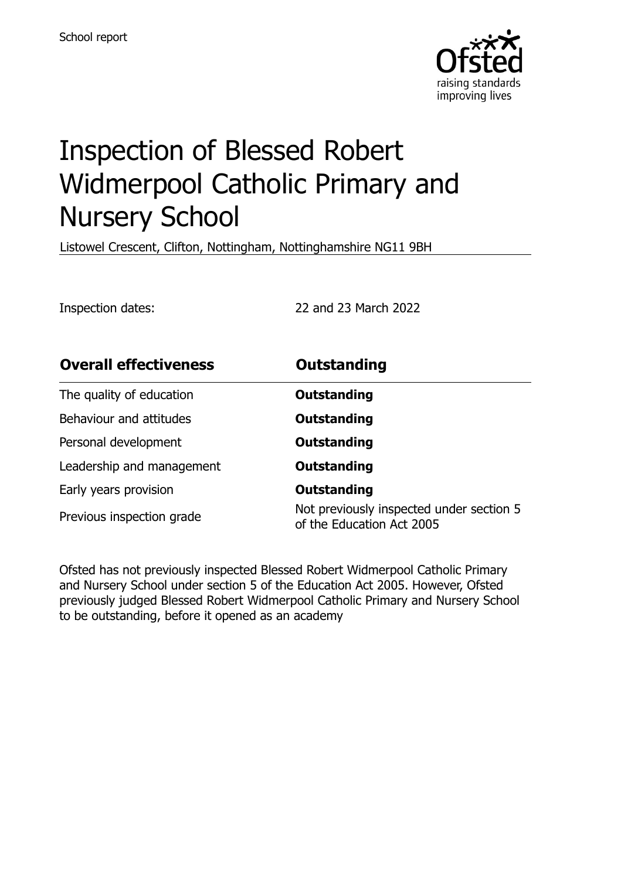School report

# Inspection of Blessed Robert Widmerpool Catholic Primary and Nursery School

Listowel Crescent, Clifton, Nottingham, Nottinghamshire NG11 9BH

Inspection dates: 22 and 23 March 2022

| **Overall effectiveness** | **Outstanding** |
| --- | --- |
| The quality of education | **Outstanding** |
| Behaviour and attitudes | **Outstanding** |
| Personal development | **Outstanding** |
| Leadership and management | **Outstanding** |
| Early years provision | **Outstanding** |
| Previous inspection grade | Not previously inspected under section 5 of the Education Act 2005 |

Ofsted has not previously inspected Blessed Robert Widmerpool Catholic Primary and Nursery School under section 5 of the Education Act 2005. However, Ofsted previously judged Blessed Robert Widmerpool Catholic Primary and Nursery School to be outstanding, before it opened as an academy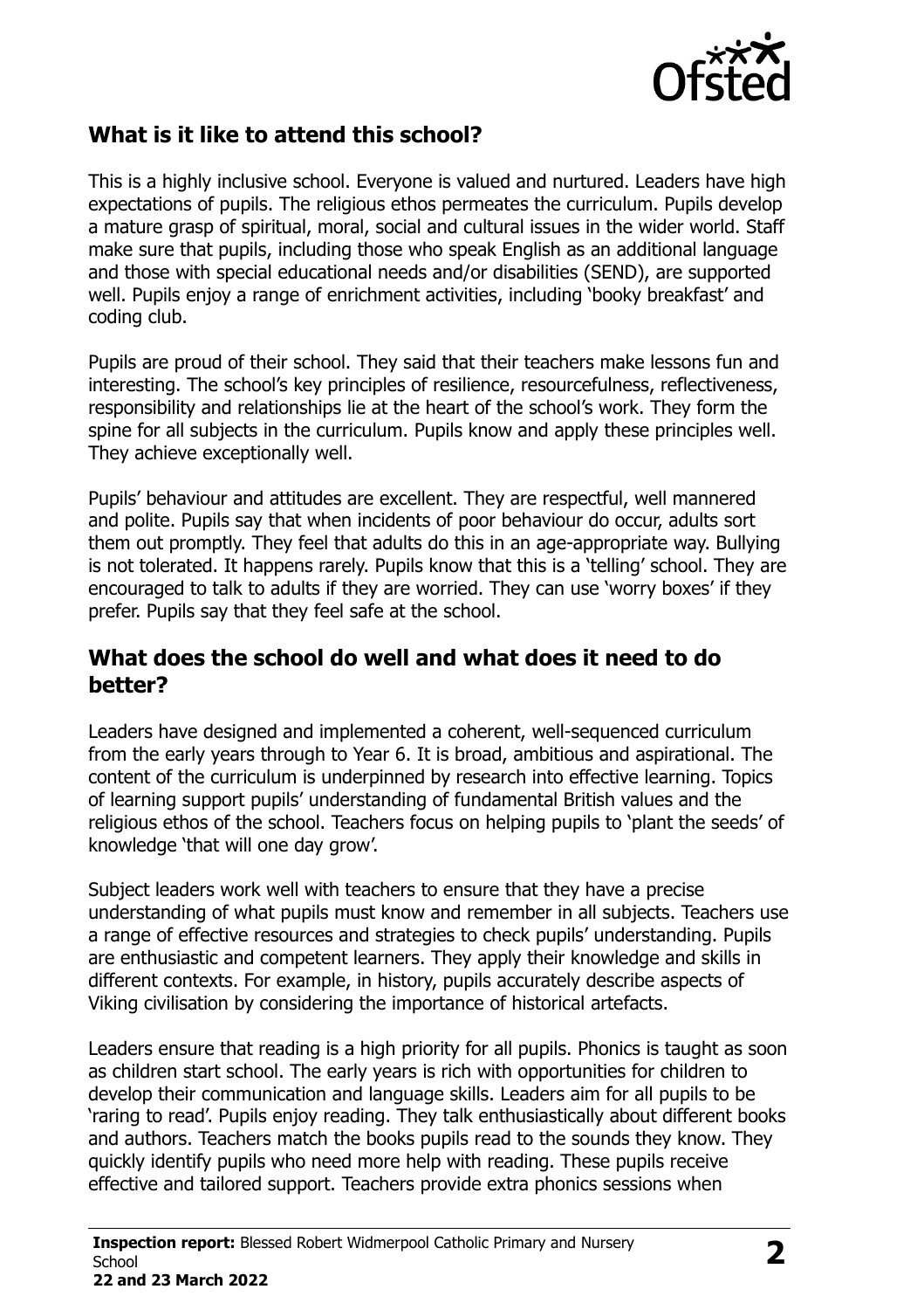## What is it like to attend this school?

This is a highly inclusive school. Everyone is valued and nurtured. Leaders have high expectations of pupils. The religious ethos permeates the curriculum. Pupils develop a mature grasp of spiritual, moral, social and cultural issues in the wider world. Staff make sure that pupils, including those who speak English as an additional language and those with special educational needs and/or disabilities (SEND), are supported well. Pupils enjoy a range of enrichment activities, including 'booky breakfast' and coding club.

Pupils are proud of their school. They said that their teachers make lessons fun and interesting. The school's key principles of resilience, resourcefulness, reflectiveness, responsibility and relationships lie at the heart of the school's work. They form the spine for all subjects in the curriculum. Pupils know and apply these principles well. They achieve exceptionally well.

Pupils' behaviour and attitudes are excellent. They are respectful, well mannered and polite. Pupils say that when incidents of poor behaviour do occur, adults sort them out promptly. They feel that adults do this in an age-appropriate way. Bullying is not tolerated. It happens rarely. Pupils know that this is a 'telling' school. They are encouraged to talk to adults if they are worried. They can use 'worry boxes' if they prefer. Pupils say that they feel safe at the school.

## What does the school do well and what does it need to do better?

Leaders have designed and implemented a coherent, well-sequenced curriculum from the early years through to Year 6. It is broad, ambitious and aspirational. The content of the curriculum is underpinned by research into effective learning. Topics of learning support pupils' understanding of fundamental British values and the religious ethos of the school. Teachers focus on helping pupils to 'plant the seeds' of knowledge 'that will one day grow'.

Subject leaders work well with teachers to ensure that they have a precise understanding of what pupils must know and remember in all subjects. Teachers use a range of effective resources and strategies to check pupils' understanding. Pupils are enthusiastic and competent learners. They apply their knowledge and skills in different contexts. For example, in history, pupils accurately describe aspects of Viking civilisation by considering the importance of historical artefacts.

Leaders ensure that reading is a high priority for all pupils. Phonics is taught as soon as children start school. The early years is rich with opportunities for children to develop their communication and language skills. Leaders aim for all pupils to be 'raring to read'. Pupils enjoy reading. They talk enthusiastically about different books and authors. Teachers match the books pupils read to the sounds they know. They quickly identify pupils who need more help with reading. These pupils receive effective and tailored support. Teachers provide extra phonics sessions when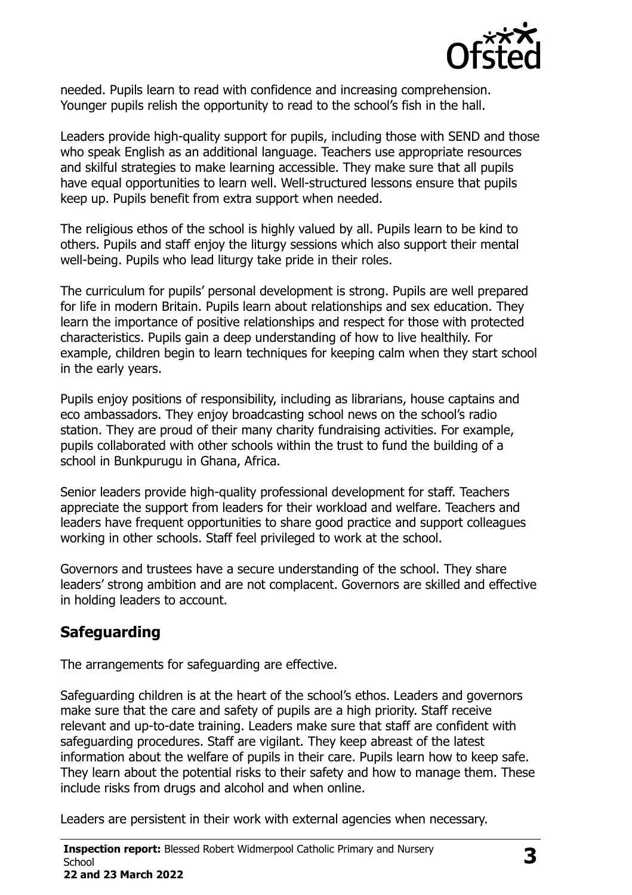needed. Pupils learn to read with confidence and increasing comprehension. Younger pupils relish the opportunity to read to the school's fish in the hall.

Leaders provide high-quality support for pupils, including those with SEND and those who speak English as an additional language. Teachers use appropriate resources and skilful strategies to make learning accessible. They make sure that all pupils have equal opportunities to learn well. Well-structured lessons ensure that pupils keep up. Pupils benefit from extra support when needed.

The religious ethos of the school is highly valued by all. Pupils learn to be kind to others. Pupils and staff enjoy the liturgy sessions which also support their mental well-being. Pupils who lead liturgy take pride in their roles.

The curriculum for pupils' personal development is strong. Pupils are well prepared for life in modern Britain. Pupils learn about relationships and sex education. They learn the importance of positive relationships and respect for those with protected characteristics. Pupils gain a deep understanding of how to live healthily. For example, children begin to learn techniques for keeping calm when they start school in the early years.

Pupils enjoy positions of responsibility, including as librarians, house captains and eco ambassadors. They enjoy broadcasting school news on the school's radio station. They are proud of their many charity fundraising activities. For example, pupils collaborated with other schools within the trust to fund the building of a school in Bunkpurugu in Ghana, Africa.

Senior leaders provide high-quality professional development for staff. Teachers appreciate the support from leaders for their workload and welfare. Teachers and leaders have frequent opportunities to share good practice and support colleagues working in other schools. Staff feel privileged to work at the school.

Governors and trustees have a secure understanding of the school. They share leaders' strong ambition and are not complacent. Governors are skilled and effective in holding leaders to account.

## Safeguarding

The arrangements for safeguarding are effective.

Safeguarding children is at the heart of the school's ethos. Leaders and governors make sure that the care and safety of pupils are a high priority. Staff receive relevant and up-to-date training. Leaders make sure that staff are confident with safeguarding procedures. Staff are vigilant. They keep abreast of the latest information about the welfare of pupils in their care. Pupils learn how to keep safe. They learn about the potential risks to their safety and how to manage them. These include risks from drugs and alcohol and when online.

Leaders are persistent in their work with external agencies when necessary.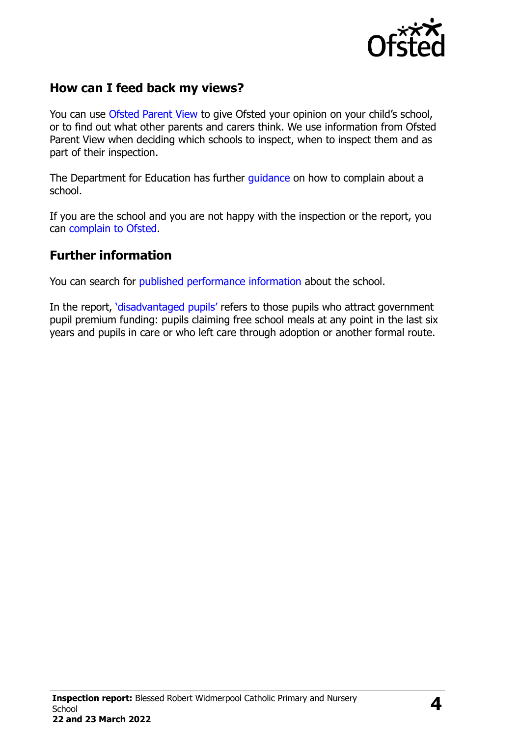## How can I feed back my views?

You can use Ofsted Parent View to give Ofsted your opinion on your child's school, or to find out what other parents and carers think. We use information from Ofsted Parent View when deciding which schools to inspect, when to inspect them and as part of their inspection.

The Department for Education has further guidance on how to complain about a school.

If you are the school and you are not happy with the inspection or the report, you can complain to Ofsted.

## Further information

You can search for published performance information about the school.

In the report, 'disadvantaged pupils' refers to those pupils who attract government pupil premium funding: pupils claiming free school meals at any point in the last six years and pupils in care or who left care through adoption or another formal route.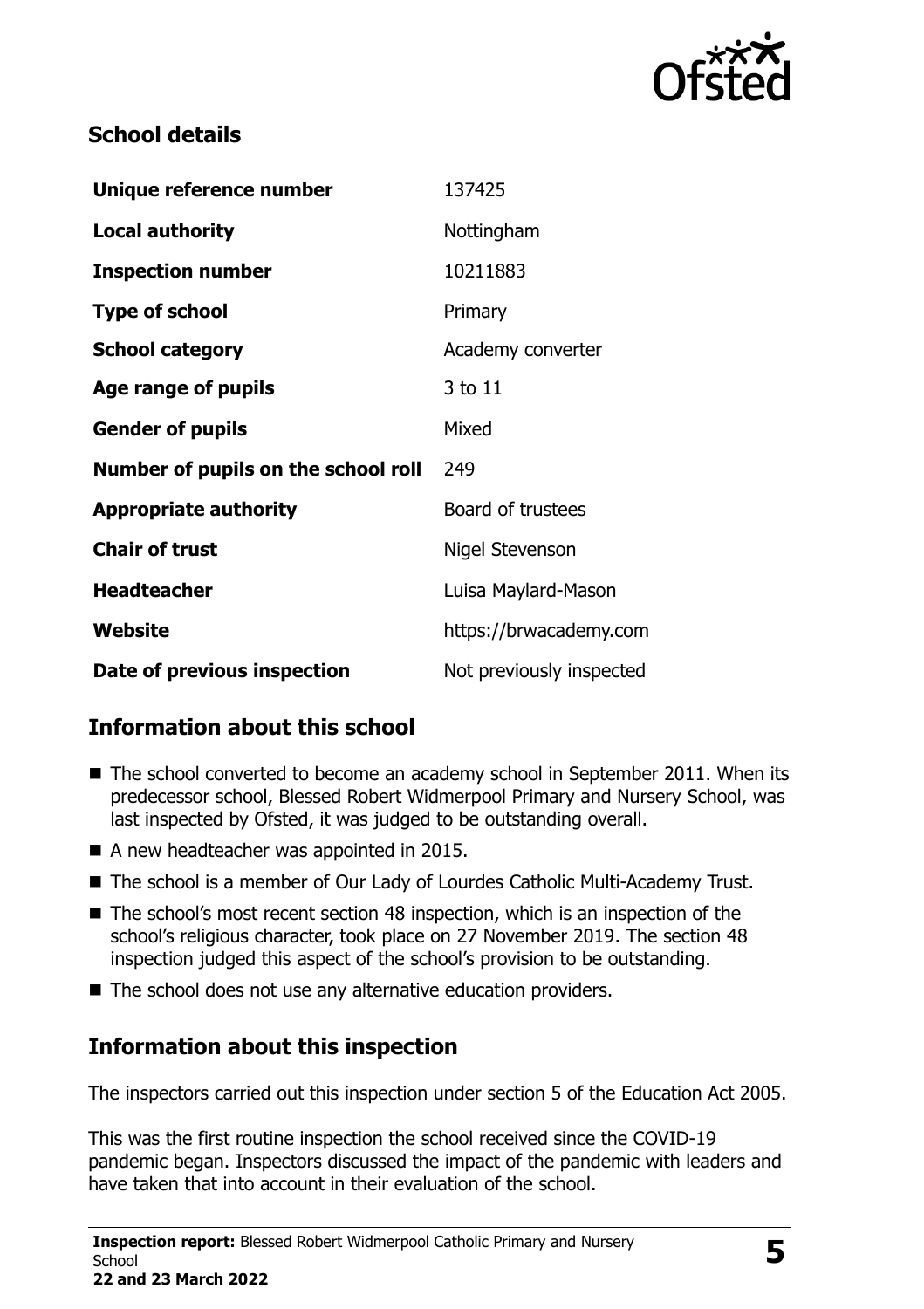## School details

| | |
|---|---|
| **Unique reference number** | 137425 |
| **Local authority** | Nottingham |
| **Inspection number** | 10211883 |
| **Type of school** | Primary |
| **School category** | Academy converter |
| **Age range of pupils** | 3 to 11 |
| **Gender of pupils** | Mixed |
| **Number of pupils on the school roll** | 249 |
| **Appropriate authority** | Board of trustees |
| **Chair of trust** | Nigel Stevenson |
| **Headteacher** | Luisa Maylard-Mason |
| **Website** | https://brwacademy.com |
| **Date of previous inspection** | Not previously inspected |

## Information about this school

- The school converted to become an academy school in September 2011. When its predecessor school, Blessed Robert Widmerpool Primary and Nursery School, was last inspected by Ofsted, it was judged to be outstanding overall.
- A new headteacher was appointed in 2015.
- The school is a member of Our Lady of Lourdes Catholic Multi-Academy Trust.
- The school's most recent section 48 inspection, which is an inspection of the school's religious character, took place on 27 November 2019. The section 48 inspection judged this aspect of the school's provision to be outstanding.
- The school does not use any alternative education providers.

## Information about this inspection

The inspectors carried out this inspection under section 5 of the Education Act 2005.

This was the first routine inspection the school received since the COVID-19 pandemic began. Inspectors discussed the impact of the pandemic with leaders and have taken that into account in their evaluation of the school.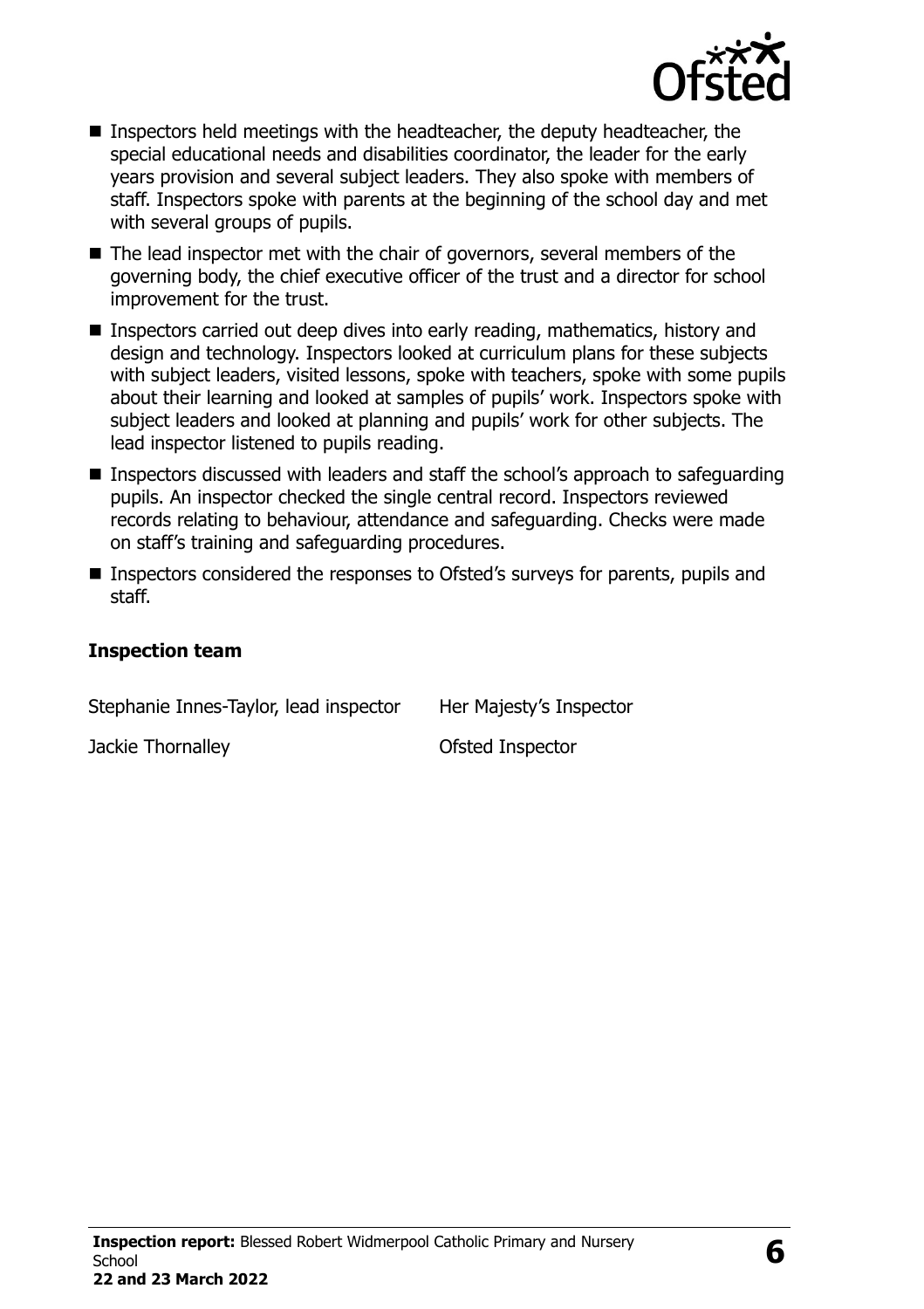- Inspectors held meetings with the headteacher, the deputy headteacher, the special educational needs and disabilities coordinator, the leader for the early years provision and several subject leaders. They also spoke with members of staff. Inspectors spoke with parents at the beginning of the school day and met with several groups of pupils.
- The lead inspector met with the chair of governors, several members of the governing body, the chief executive officer of the trust and a director for school improvement for the trust.
- Inspectors carried out deep dives into early reading, mathematics, history and design and technology. Inspectors looked at curriculum plans for these subjects with subject leaders, visited lessons, spoke with teachers, spoke with some pupils about their learning and looked at samples of pupils' work. Inspectors spoke with subject leaders and looked at planning and pupils' work for other subjects. The lead inspector listened to pupils reading.
- Inspectors discussed with leaders and staff the school's approach to safeguarding pupils. An inspector checked the single central record. Inspectors reviewed records relating to behaviour, attendance and safeguarding. Checks were made on staff's training and safeguarding procedures.
- Inspectors considered the responses to Ofsted's surveys for parents, pupils and staff.

### Inspection team

| | |
|---|---|
| Stephanie Innes-Taylor, lead inspector | Her Majesty's Inspector |
| Jackie Thornalley | Ofsted Inspector |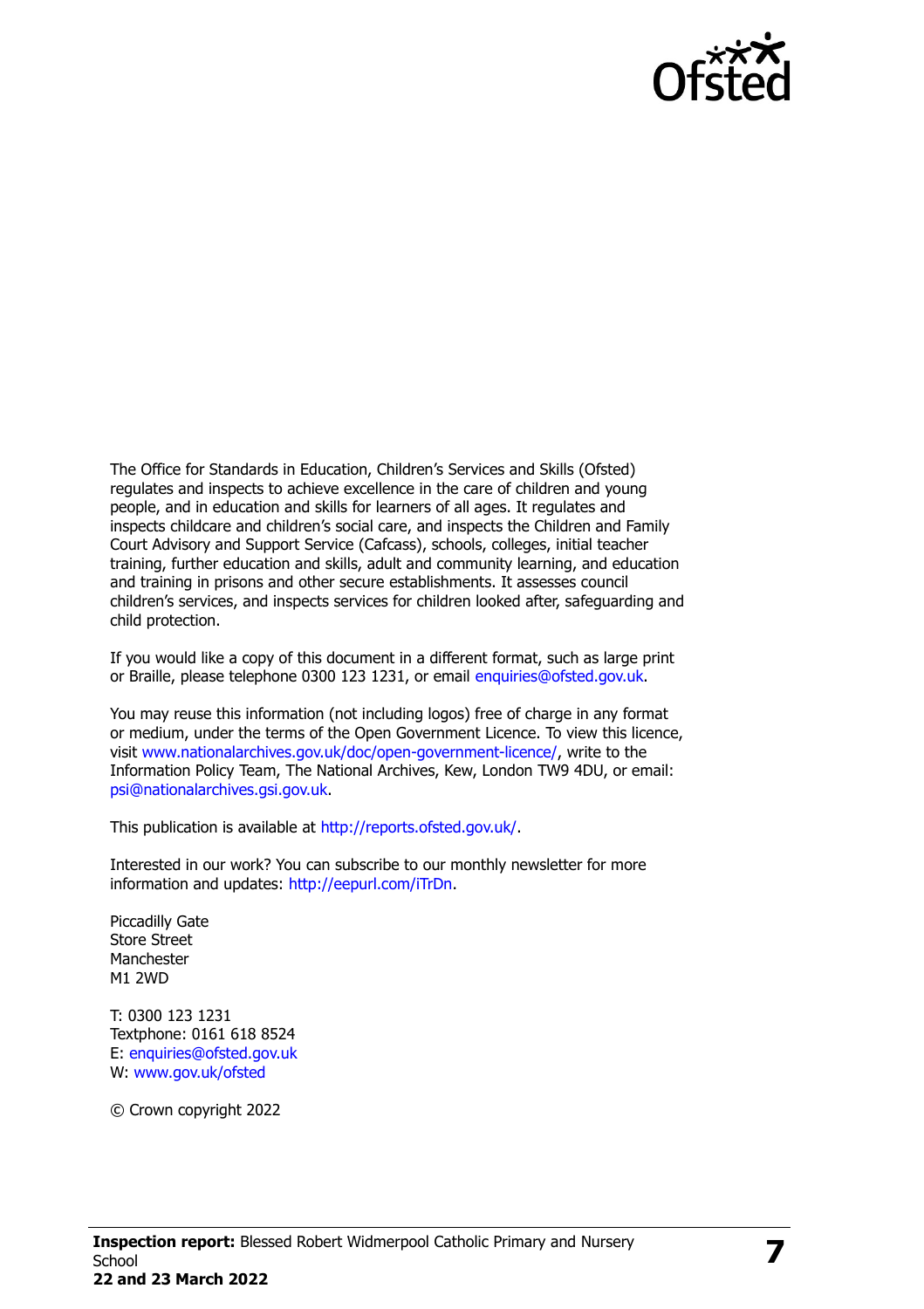The Office for Standards in Education, Children's Services and Skills (Ofsted) regulates and inspects to achieve excellence in the care of children and young people, and in education and skills for learners of all ages. It regulates and inspects childcare and children's social care, and inspects the Children and Family Court Advisory and Support Service (Cafcass), schools, colleges, initial teacher training, further education and skills, adult and community learning, and education and training in prisons and other secure establishments. It assesses council children's services, and inspects services for children looked after, safeguarding and child protection.

If you would like a copy of this document in a different format, such as large print or Braille, please telephone 0300 123 1231, or email enquiries@ofsted.gov.uk.

You may reuse this information (not including logos) free of charge in any format or medium, under the terms of the Open Government Licence. To view this licence, visit www.nationalarchives.gov.uk/doc/open-government-licence/, write to the Information Policy Team, The National Archives, Kew, London TW9 4DU, or email: psi@nationalarchives.gsi.gov.uk.

This publication is available at http://reports.ofsted.gov.uk/.

Interested in our work? You can subscribe to our monthly newsletter for more information and updates: http://eepurl.com/iTrDn.

Piccadilly Gate
Store Street
Manchester
M1 2WD

T: 0300 123 1231
Textphone: 0161 618 8524
E: enquiries@ofsted.gov.uk
W: www.gov.uk/ofsted

© Crown copyright 2022